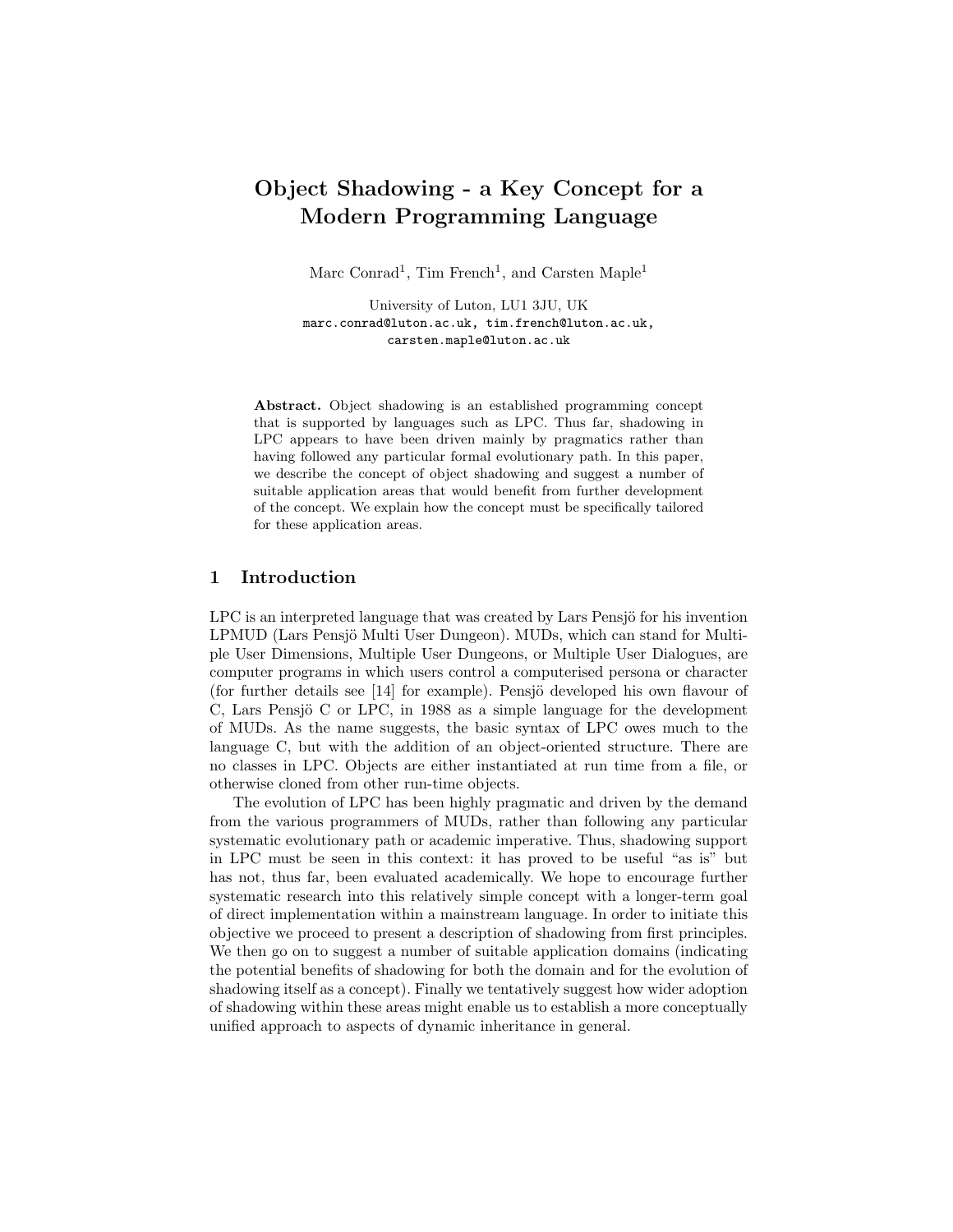# Object Shadowing - a Key Concept for a Modern Programming Language

Marc Conrad[1], Tim French[1], and Carsten Maple[1]

University of Luton, LU1 3JU, UK
marc.conrad@luton.ac.uk, tim.french@luton.ac.uk, carsten.maple@luton.ac.uk

**Abstract.** Object shadowing is an established programming concept that is supported by languages such as LPC. Thus far, shadowing in LPC appears to have been driven mainly by pragmatics rather than having followed any particular formal evolutionary path. In this paper, we describe the concept of object shadowing and suggest a number of suitable application areas that would benefit from further development of the concept. We explain how the concept must be specifically tailored for these application areas.

## 1 Introduction

LPC is an interpreted language that was created by Lars Pensjö for his invention LPMUD (Lars Pensjö Multi User Dungeon). MUDs, which can stand for Multiple User Dimensions, Multiple User Dungeons, or Multiple User Dialogues, are computer programs in which users control a computerised persona or character (for further details see [14] for example). Pensjö developed his own flavour of C, Lars Pensjö C or LPC, in 1988 as a simple language for the development of MUDs. As the name suggests, the basic syntax of LPC owes much to the language C, but with the addition of an object-oriented structure. There are no classes in LPC. Objects are either instantiated at run time from a file, or otherwise cloned from other run-time objects.

The evolution of LPC has been highly pragmatic and driven by the demand from the various programmers of MUDs, rather than following any particular systematic evolutionary path or academic imperative. Thus, shadowing support in LPC must be seen in this context: it has proved to be useful "as is" but has not, thus far, been evaluated academically. We hope to encourage further systematic research into this relatively simple concept with a longer-term goal of direct implementation within a mainstream language. In order to initiate this objective we proceed to present a description of shadowing from first principles. We then go on to suggest a number of suitable application domains (indicating the potential benefits of shadowing for both the domain and for the evolution of shadowing itself as a concept). Finally we tentatively suggest how wider adoption of shadowing within these areas might enable us to establish a more conceptually unified approach to aspects of dynamic inheritance in general.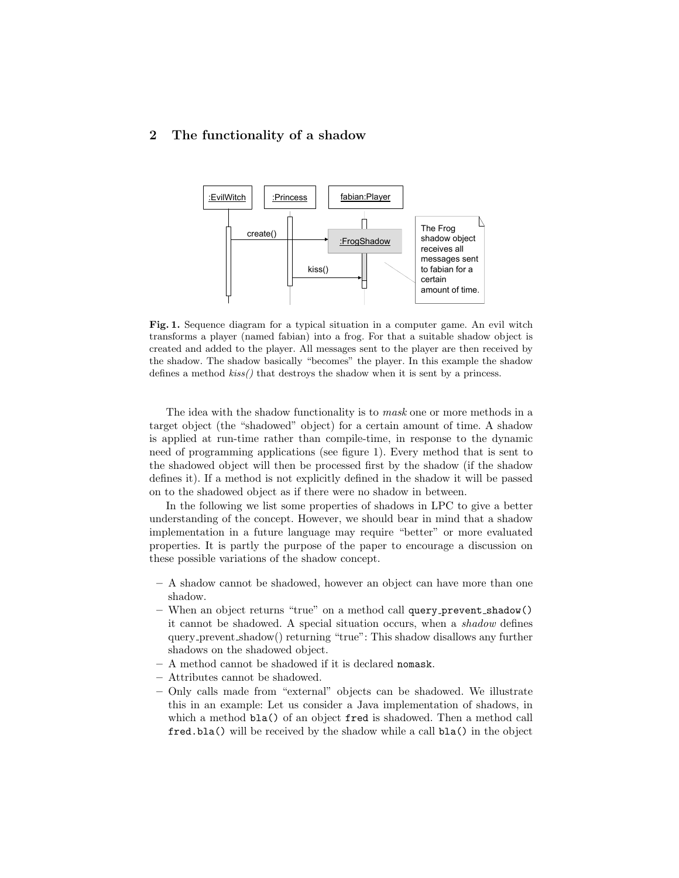## 2 The functionality of a shadow

**Fig. 1.** Sequence diagram for a typical situation in a computer game. An evil witch transforms a player (named fabian) into a frog. For that a suitable shadow object is created and added to the player. All messages sent to the player are then received by the shadow. The shadow basically "becomes" the player. In this example the shadow defines a method *kiss()* that destroys the shadow when it is sent by a princess.

The idea with the shadow functionality is to *mask* one or more methods in a target object (the "shadowed" object) for a certain amount of time. A shadow is applied at run-time rather than compile-time, in response to the dynamic need of programming applications (see figure 1). Every method that is sent to the shadowed object will then be processed first by the shadow (if the shadow defines it). If a method is not explicitly defined in the shadow it will be passed on to the shadowed object as if there were no shadow in between.

In the following we list some properties of shadows in LPC to give a better understanding of the concept. However, we should bear in mind that a shadow implementation in a future language may require "better" or more evaluated properties. It is partly the purpose of the paper to encourage a discussion on these possible variations of the shadow concept.

- A shadow cannot be shadowed, however an object can have more than one shadow.
- When an object returns "true" on a method call `query_prevent_shadow()` it cannot be shadowed. A special situation occurs, when a *shadow* defines query_prevent_shadow() returning "true": This shadow disallows any further shadows on the shadowed object.
- A method cannot be shadowed if it is declared `nomask`.
- Attributes cannot be shadowed.
- Only calls made from "external" objects can be shadowed. We illustrate this in an example: Let us consider a Java implementation of shadows, in which a method `bla()` of an object `fred` is shadowed. Then a method call `fred.bla()` will be received by the shadow while a call `bla()` in the object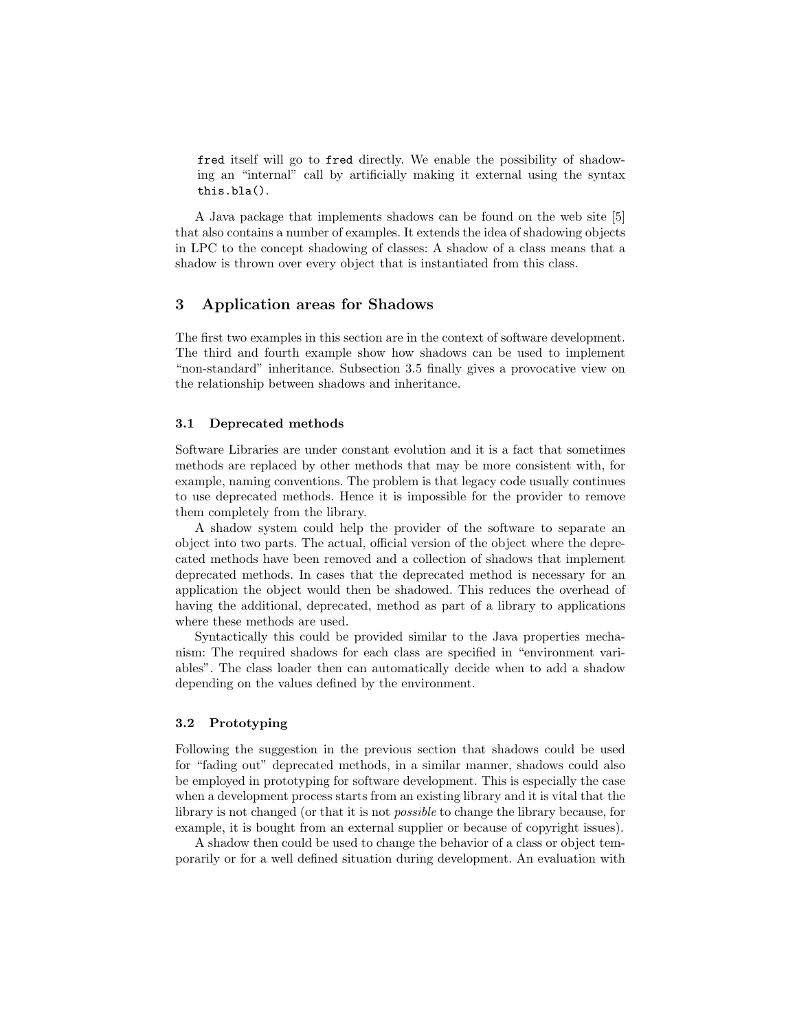`fred` itself will go to `fred` directly. We enable the possibility of shadowing an "internal" call by artificially making it external using the syntax `this.bla()`.

A Java package that implements shadows can be found on the web site [5] that also contains a number of examples. It extends the idea of shadowing objects in LPC to the concept shadowing of classes: A shadow of a class means that a shadow is thrown over every object that is instantiated from this class.

## 3 Application areas for Shadows

The first two examples in this section are in the context of software development. The third and fourth example show how shadows can be used to implement "non-standard" inheritance. Subsection 3.5 finally gives a provocative view on the relationship between shadows and inheritance.

### 3.1 Deprecated methods

Software Libraries are under constant evolution and it is a fact that sometimes methods are replaced by other methods that may be more consistent with, for example, naming conventions. The problem is that legacy code usually continues to use deprecated methods. Hence it is impossible for the provider to remove them completely from the library.

A shadow system could help the provider of the software to separate an object into two parts. The actual, official version of the object where the deprecated methods have been removed and a collection of shadows that implement deprecated methods. In cases that the deprecated method is necessary for an application the object would then be shadowed. This reduces the overhead of having the additional, deprecated, method as part of a library to applications where these methods are used.

Syntactically this could be provided similar to the Java properties mechanism: The required shadows for each class are specified in "environment variables". The class loader then can automatically decide when to add a shadow depending on the values defined by the environment.

### 3.2 Prototyping

Following the suggestion in the previous section that shadows could be used for "fading out" deprecated methods, in a similar manner, shadows could also be employed in prototyping for software development. This is especially the case when a development process starts from an existing library and it is vital that the library is not changed (or that it is not *possible* to change the library because, for example, it is bought from an external supplier or because of copyright issues).

A shadow then could be used to change the behavior of a class or object temporarily or for a well defined situation during development. An evaluation with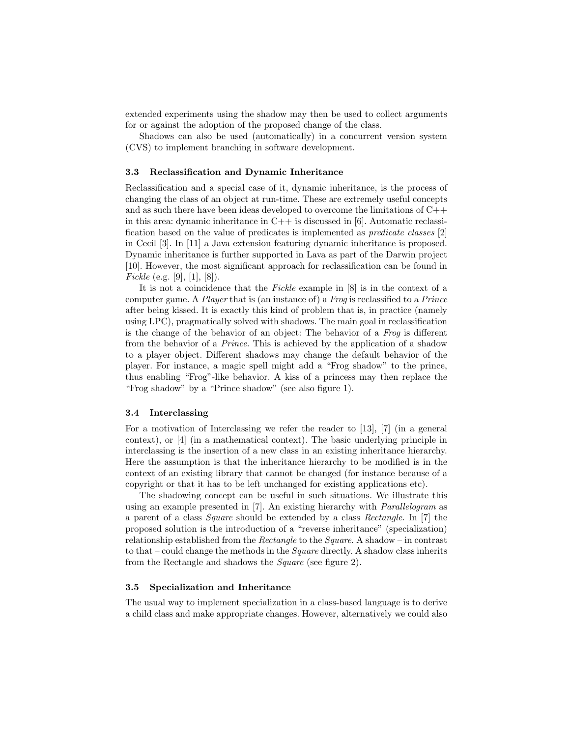extended experiments using the shadow may then be used to collect arguments for or against the adoption of the proposed change of the class.

Shadows can also be used (automatically) in a concurrent version system (CVS) to implement branching in software development.

### 3.3 Reclassification and Dynamic Inheritance

Reclassification and a special case of it, dynamic inheritance, is the process of changing the class of an object at run-time. These are extremely useful concepts and as such there have been ideas developed to overcome the limitations of C++ in this area: dynamic inheritance in C++ is discussed in [6]. Automatic reclassification based on the value of predicates is implemented as *predicate classes* [2] in Cecil [3]. In [11] a Java extension featuring dynamic inheritance is proposed. Dynamic inheritance is further supported in Lava as part of the Darwin project [10]. However, the most significant approach for reclassification can be found in *Fickle* (e.g. [9], [1], [8]).

It is not a coincidence that the *Fickle* example in [8] is in the context of a computer game. A *Player* that is (an instance of) a *Frog* is reclassified to a *Prince* after being kissed. It is exactly this kind of problem that is, in practice (namely using LPC), pragmatically solved with shadows. The main goal in reclassification is the change of the behavior of an object: The behavior of a *Frog* is different from the behavior of a *Prince*. This is achieved by the application of a shadow to a player object. Different shadows may change the default behavior of the player. For instance, a magic spell might add a "Frog shadow" to the prince, thus enabling "Frog"-like behavior. A kiss of a princess may then replace the "Frog shadow" by a "Prince shadow" (see also figure 1).

### 3.4 Interclassing

For a motivation of Interclassing we refer the reader to [13], [7] (in a general context), or [4] (in a mathematical context). The basic underlying principle in interclassing is the insertion of a new class in an existing inheritance hierarchy. Here the assumption is that the inheritance hierarchy to be modified is in the context of an existing library that cannot be changed (for instance because of a copyright or that it has to be left unchanged for existing applications etc).

The shadowing concept can be useful in such situations. We illustrate this using an example presented in [7]. An existing hierarchy with *Parallelogram* as a parent of a class *Square* should be extended by a class *Rectangle*. In [7] the proposed solution is the introduction of a "reverse inheritance" (specialization) relationship established from the *Rectangle* to the *Square*. A shadow – in contrast to that – could change the methods in the *Square* directly. A shadow class inherits from the Rectangle and shadows the *Square* (see figure 2).

### 3.5 Specialization and Inheritance

The usual way to implement specialization in a class-based language is to derive a child class and make appropriate changes. However, alternatively we could also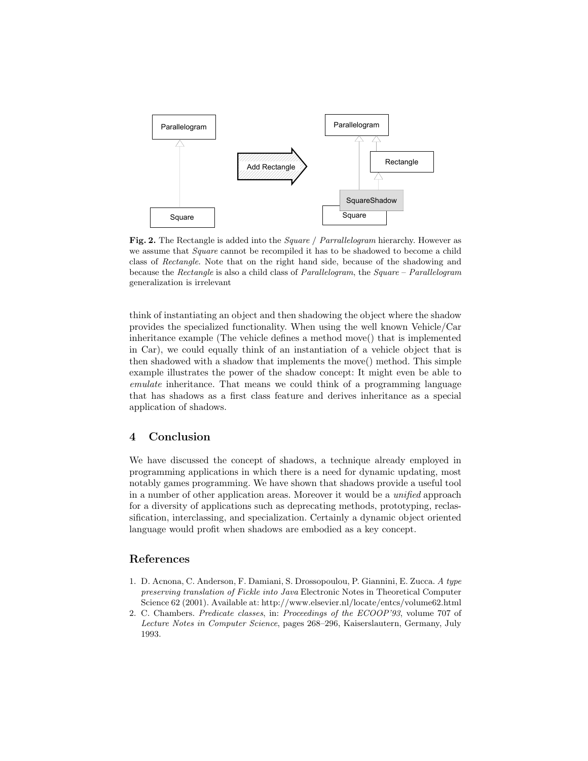**Fig. 2.** The Rectangle is added into the *Square* / *Parrallelogram* hierarchy. However as we assume that *Square* cannot be recompiled it has to be shadowed to become a child class of *Rectangle*. Note that on the right hand side, because of the shadowing and because the *Rectangle* is also a child class of *Parallelogram*, the *Square – Parallelogram* generalization is irrelevant

think of instantiating an object and then shadowing the object where the shadow provides the specialized functionality. When using the well known Vehicle/Car inheritance example (The vehicle defines a method move() that is implemented in Car), we could equally think of an instantiation of a vehicle object that is then shadowed with a shadow that implements the move() method. This simple example illustrates the power of the shadow concept: It might even be able to *emulate* inheritance. That means we could think of a programming language that has shadows as a first class feature and derives inheritance as a special application of shadows.

## 4 Conclusion

We have discussed the concept of shadows, a technique already employed in programming applications in which there is a need for dynamic updating, most notably games programming. We have shown that shadows provide a useful tool in a number of other application areas. Moreover it would be a *unified* approach for a diversity of applications such as deprecating methods, prototyping, reclassification, interclassing, and specialization. Certainly a dynamic object oriented language would profit when shadows are embodied as a key concept.

## References

1. D. Acnona, C. Anderson, F. Damiani, S. Drossopoulou, P. Giannini, E. Zucca. *A type preserving translation of Fickle into Java* Electronic Notes in Theoretical Computer Science 62 (2001). Available at: http://www.elsevier.nl/locate/entcs/volume62.html
2. C. Chambers. *Predicate classes*, in: *Proceedings of the ECOOP'93*, volume 707 of *Lecture Notes in Computer Science*, pages 268–296, Kaiserslautern, Germany, July 1993.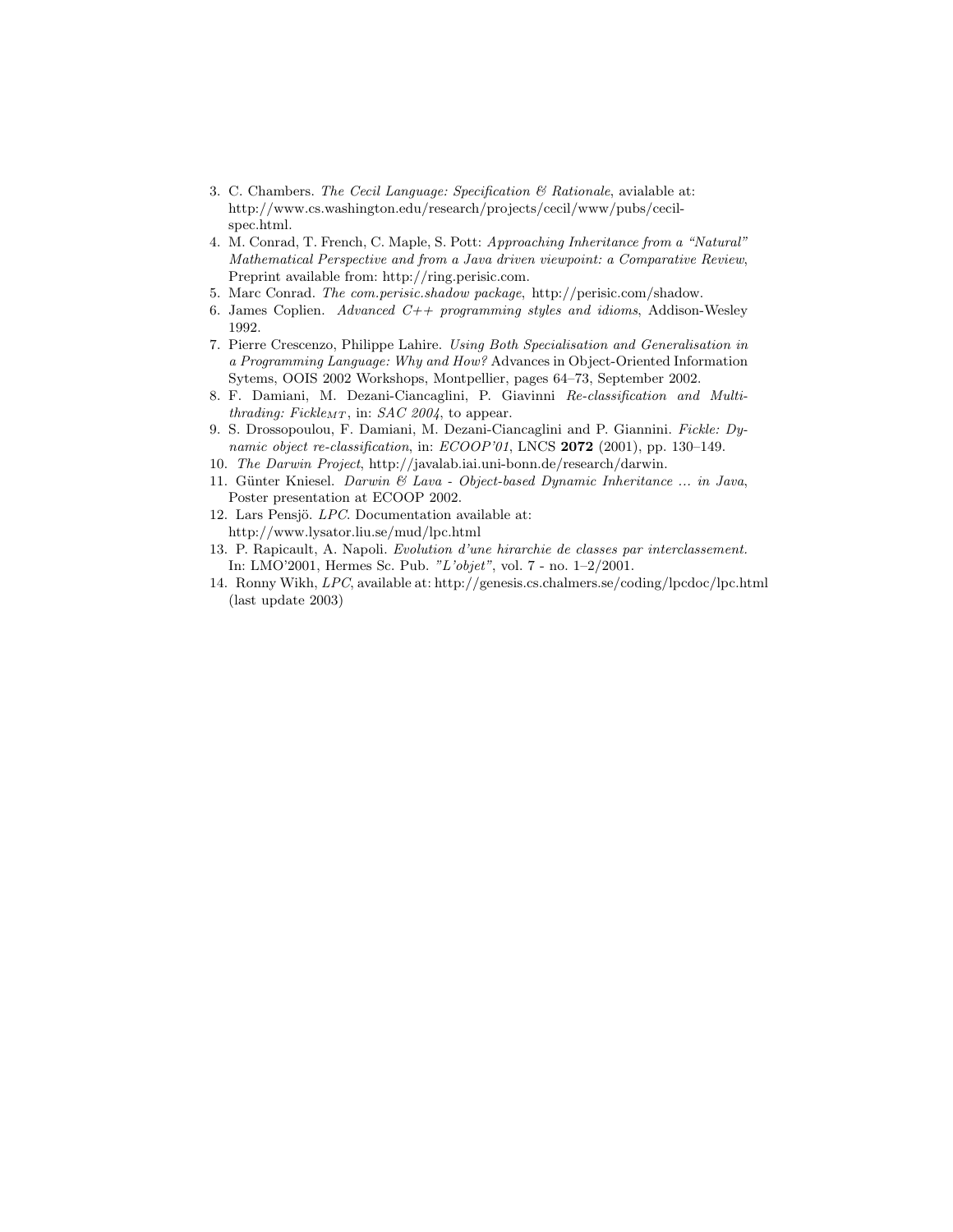3. C. Chambers. *The Cecil Language: Specification & Rationale*, avialable at: http://www.cs.washington.edu/research/projects/cecil/www/pubs/cecil-spec.html.
4. M. Conrad, T. French, C. Maple, S. Pott: *Approaching Inheritance from a "Natural" Mathematical Perspective and from a Java driven viewpoint: a Comparative Review*, Preprint available from: http://ring.perisic.com.
5. Marc Conrad. *The com.perisic.shadow package*, http://perisic.com/shadow.
6. James Coplien. *Advanced C++ programming styles and idioms*, Addison-Wesley 1992.
7. Pierre Crescenzo, Philippe Lahire. *Using Both Specialisation and Generalisation in a Programming Language: Why and How?* Advances in Object-Oriented Information Sytems, OOIS 2002 Workshops, Montpellier, pages 64–73, September 2002.
8. F. Damiani, M. Dezani-Ciancaglini, P. Giavinni *Re-classification and Multi-thrading: Fickle$_{MT}$*, in: *SAC 2004*, to appear.
9. S. Drossopoulou, F. Damiani, M. Dezani-Ciancaglini and P. Giannini. *Fickle: Dynamic object re-classification*, in: *ECOOP'01*, LNCS **2072** (2001), pp. 130–149.
10. *The Darwin Project*, http://javalab.iai.uni-bonn.de/research/darwin.
11. Günter Kniesel. *Darwin & Lava - Object-based Dynamic Inheritance ... in Java*, Poster presentation at ECOOP 2002.
12. Lars Pensjö. *LPC*. Documentation available at: http://www.lysator.liu.se/mud/lpc.html
13. P. Rapicault, A. Napoli. *Evolution d'une hirarchie de classes par interclassement.* In: LMO'2001, Hermes Sc. Pub. *"L'objet"*, vol. 7 - no. 1–2/2001.
14. Ronny Wikh, *LPC*, available at: http://genesis.cs.chalmers.se/coding/lpcdoc/lpc.html (last update 2003)